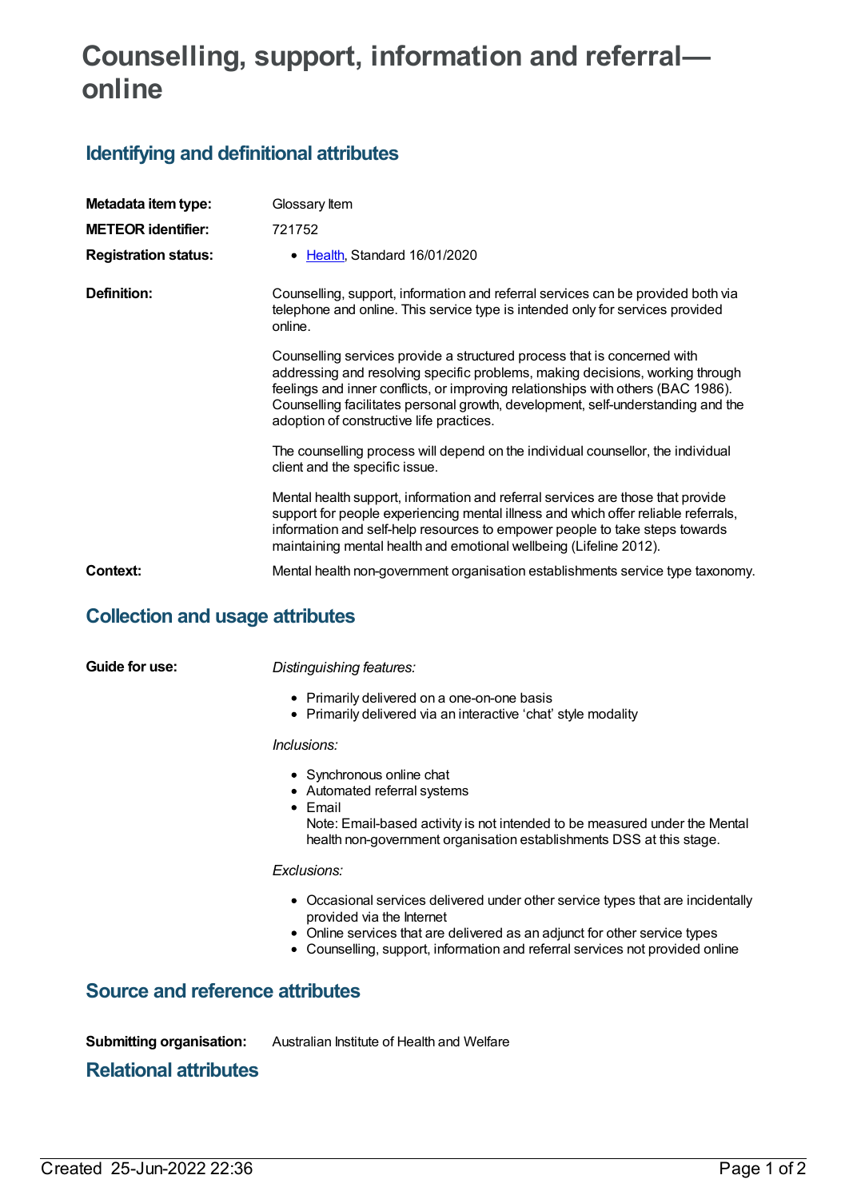# Counselling, support, information and referral—online

## Identifying and definitional attributes

**Metadata item type:** Glossary Item

**METEOR identifier:** 721752

**Registration status:**

- Health, Standard 16/01/2020

**Definition:**

Counselling, support, information and referral services can be provided both via telephone and online. This service type is intended only for services provided online.

Counselling services provide a structured process that is concerned with addressing and resolving specific problems, making decisions, working through feelings and inner conflicts, or improving relationships with others (BAC 1986). Counselling facilitates personal growth, development, self-understanding and the adoption of constructive life practices.

The counselling process will depend on the individual counsellor, the individual client and the specific issue.

Mental health support, information and referral services are those that provide support for people experiencing mental illness and which offer reliable referrals, information and self-help resources to empower people to take steps towards maintaining mental health and emotional wellbeing (Lifeline 2012).

**Context:** Mental health non-government organisation establishments service type taxonomy.

## Collection and usage attributes

**Guide for use:**

*Distinguishing features:*

- Primarily delivered on a one-on-one basis
- Primarily delivered via an interactive 'chat' style modality

*Inclusions:*

- Synchronous online chat
- Automated referral systems
- Email
  Note: Email-based activity is not intended to be measured under the Mental health non-government organisation establishments DSS at this stage.

*Exclusions:*

- Occasional services delivered under other service types that are incidentally provided via the Internet
- Online services that are delivered as an adjunct for other service types
- Counselling, support, information and referral services not provided online

## Source and reference attributes

**Submitting organisation:** Australian Institute of Health and Welfare

## Relational attributes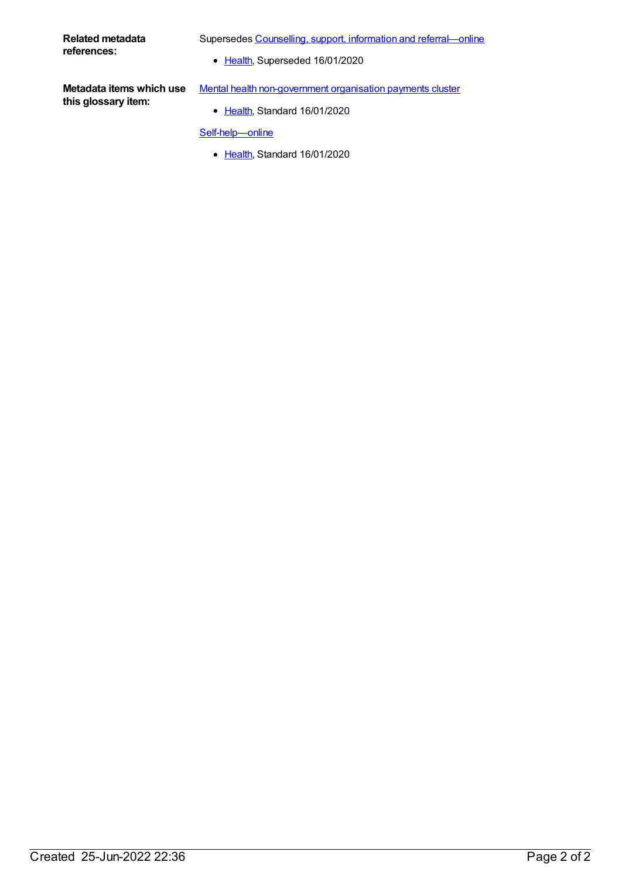**Related metadata references:**

Supersedes Counselling, support, information and referral—online

- Health, Superseded 16/01/2020

**Metadata items which use this glossary item:**

Mental health non-government organisation payments cluster

- Health, Standard 16/01/2020

Self-help—online

- Health, Standard 16/01/2020